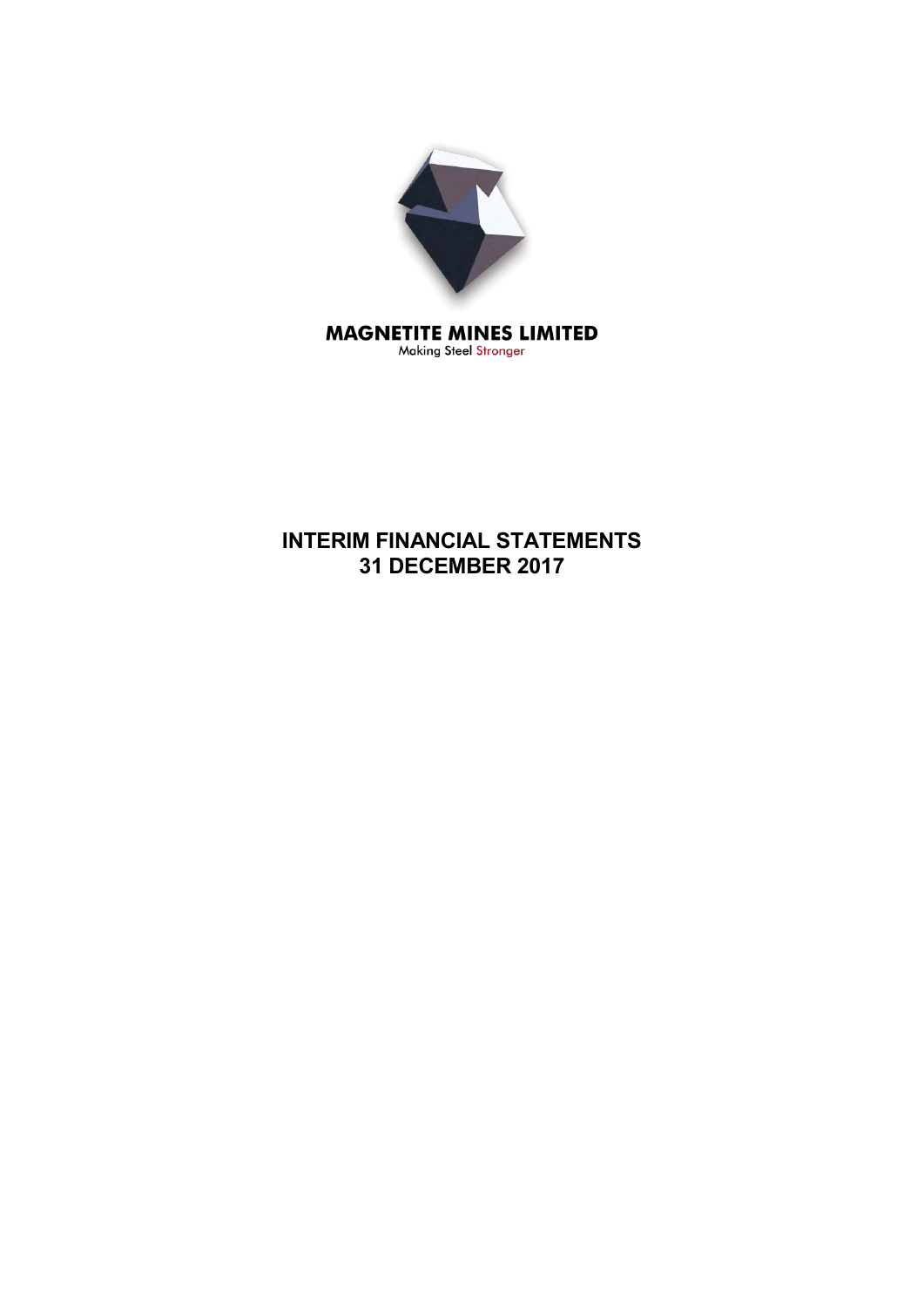MAGNETITE MINES LIMITED

Making Steel Stronger

# INTERIM FINANCIAL STATEMENTS
# 31 DECEMBER 2017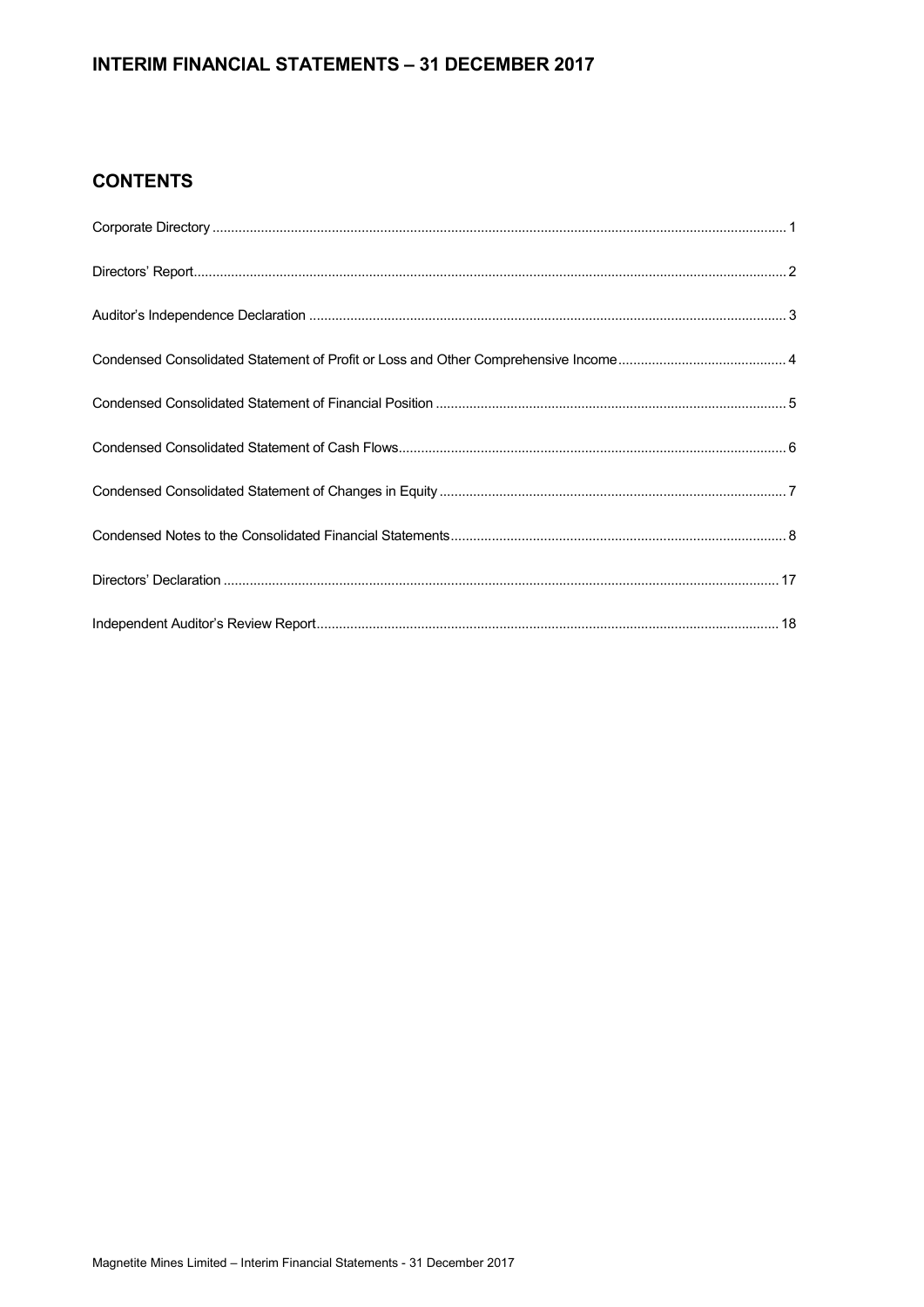# INTERIM FINANCIAL STATEMENTS – 31 DECEMBER 2017

## CONTENTS

| | |
|---|---|
| Corporate Directory | 1 |
| Directors' Report | 2 |
| Auditor's Independence Declaration | 3 |
| Condensed Consolidated Statement of Profit or Loss and Other Comprehensive Income | 4 |
| Condensed Consolidated Statement of Financial Position | 5 |
| Condensed Consolidated Statement of Cash Flows | 6 |
| Condensed Consolidated Statement of Changes in Equity | 7 |
| Condensed Notes to the Consolidated Financial Statements | 8 |
| Directors' Declaration | 17 |
| Independent Auditor's Review Report | 18 |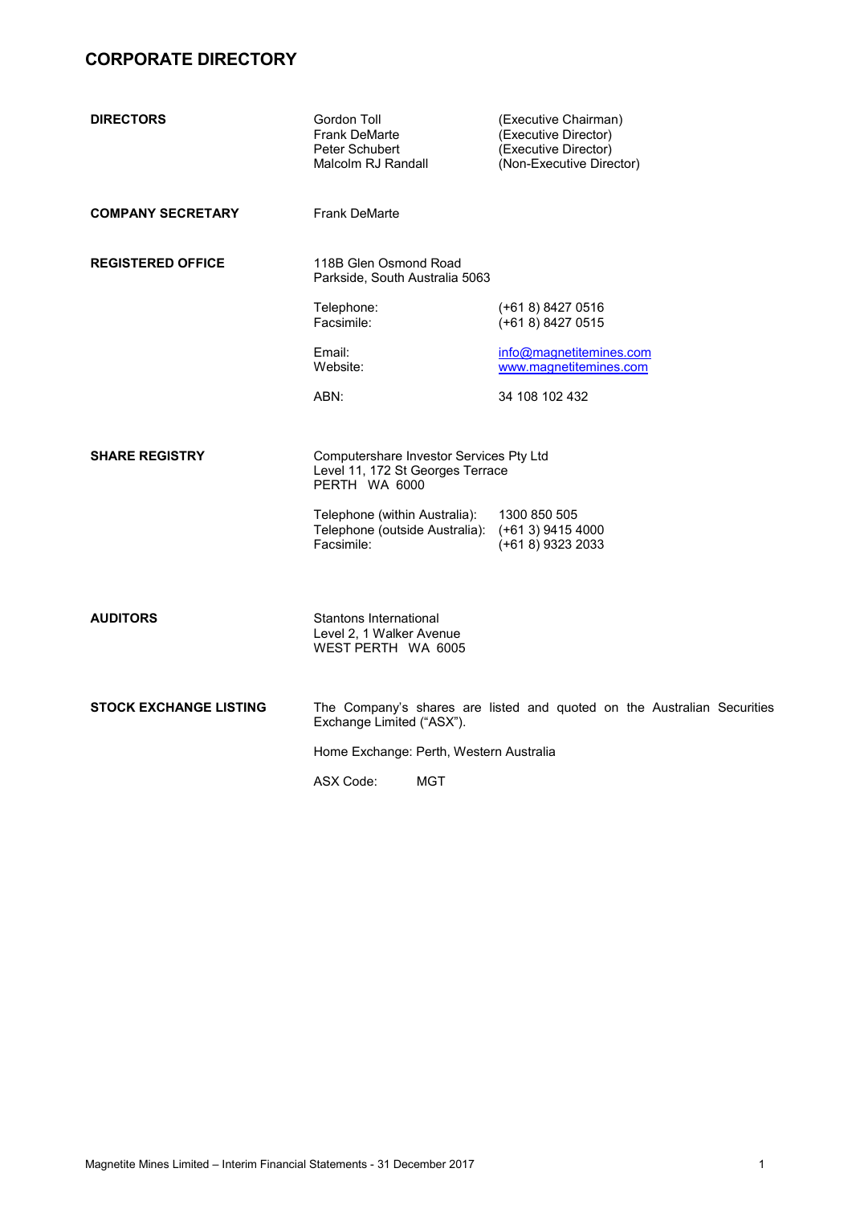# CORPORATE DIRECTORY

**DIRECTORS**

| | |
|---|---|
| Gordon Toll | (Executive Chairman) |
| Frank DeMarte | (Executive Director) |
| Peter Schubert | (Executive Director) |
| Malcolm RJ Randall | (Non-Executive Director) |

**COMPANY SECRETARY**

Frank DeMarte

**REGISTERED OFFICE**

118B Glen Osmond Road
Parkside, South Australia 5063

| | |
|---|---|
| Telephone: | (+61 8) 8427 0516 |
| Facsimile: | (+61 8) 8427 0515 |
| Email: | info@magnetitemines.com |
| Website: | www.magnetitemines.com |
| ABN: | 34 108 102 432 |

**SHARE REGISTRY**

Computershare Investor Services Pty Ltd
Level 11, 172 St Georges Terrace
PERTH WA 6000

| | |
|---|---|
| Telephone (within Australia): | 1300 850 505 |
| Telephone (outside Australia): | (+61 3) 9415 4000 |
| Facsimile: | (+61 8) 9323 2033 |

**AUDITORS**

Stantons International
Level 2, 1 Walker Avenue
WEST PERTH WA 6005

**STOCK EXCHANGE LISTING**

The Company's shares are listed and quoted on the Australian Securities Exchange Limited ("ASX").

Home Exchange: Perth, Western Australia

ASX Code: MGT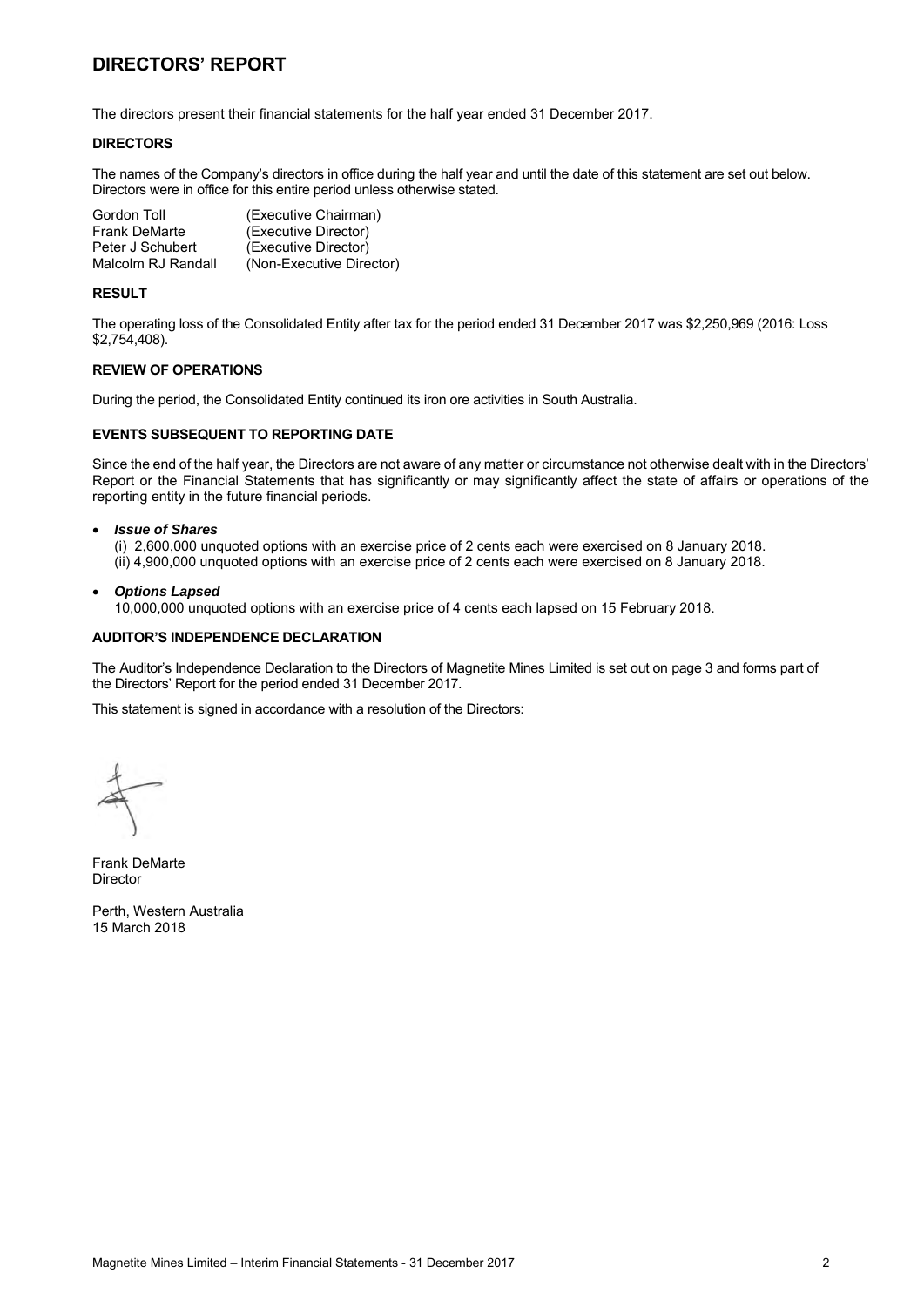# DIRECTORS' REPORT

The directors present their financial statements for the half year ended 31 December 2017.

### DIRECTORS

The names of the Company's directors in office during the half year and until the date of this statement are set out below. Directors were in office for this entire period unless otherwise stated.

| | |
|---|---|
| Gordon Toll | (Executive Chairman) |
| Frank DeMarte | (Executive Director) |
| Peter J Schubert | (Executive Director) |
| Malcolm RJ Randall | (Non-Executive Director) |

### RESULT

The operating loss of the Consolidated Entity after tax for the period ended 31 December 2017 was $2,250,969 (2016: Loss $2,754,408).

### REVIEW OF OPERATIONS

During the period, the Consolidated Entity continued its iron ore activities in South Australia.

### EVENTS SUBSEQUENT TO REPORTING DATE

Since the end of the half year, the Directors are not aware of any matter or circumstance not otherwise dealt with in the Directors' Report or the Financial Statements that has significantly or may significantly affect the state of affairs or operations of the reporting entity in the future financial periods.

- ***Issue of Shares***
  (i) 2,600,000 unquoted options with an exercise price of 2 cents each were exercised on 8 January 2018.
  (ii) 4,900,000 unquoted options with an exercise price of 2 cents each were exercised on 8 January 2018.

- ***Options Lapsed***
  10,000,000 unquoted options with an exercise price of 4 cents each lapsed on 15 February 2018.

### AUDITOR'S INDEPENDENCE DECLARATION

The Auditor's Independence Declaration to the Directors of Magnetite Mines Limited is set out on page 3 and forms part of the Directors' Report for the period ended 31 December 2017.

This statement is signed in accordance with a resolution of the Directors:

Frank DeMarte
Director

Perth, Western Australia
15 March 2018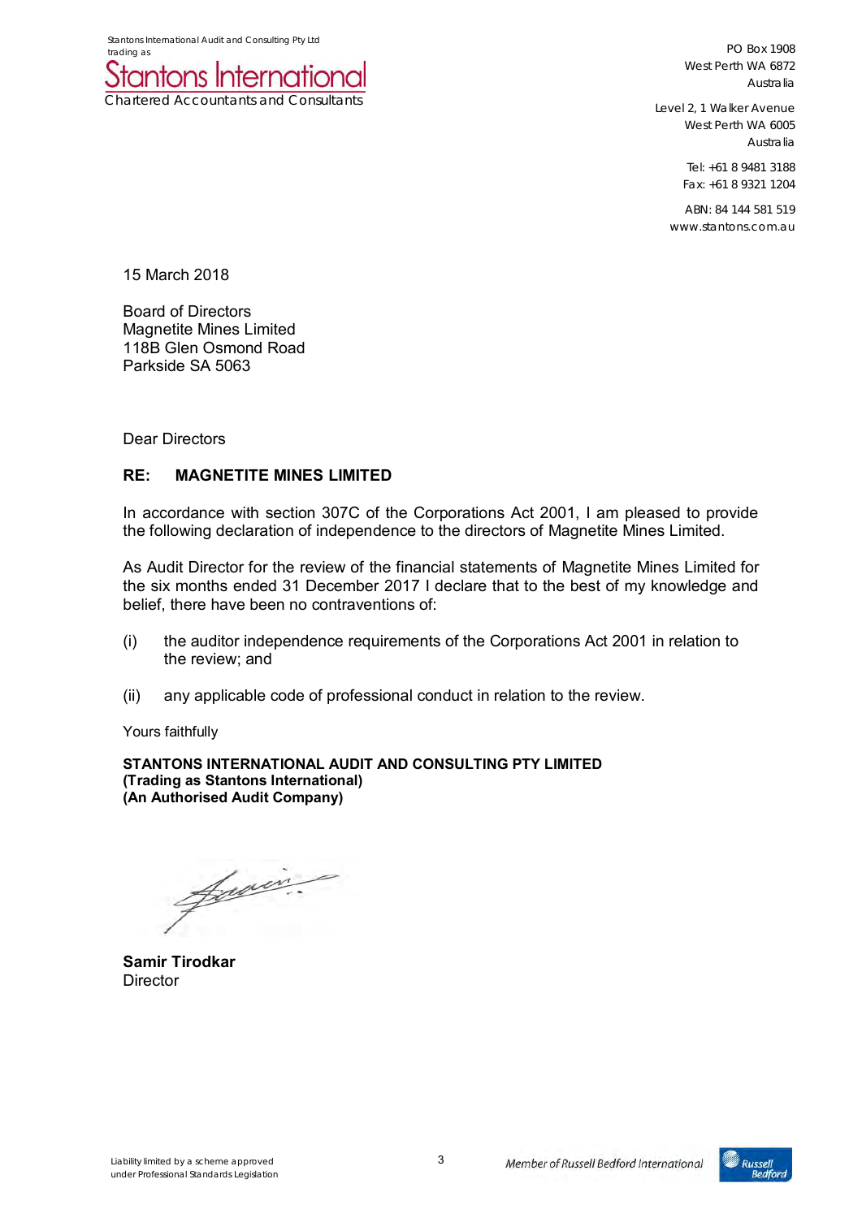Stantons International Audit and Consulting Pty Ltd
trading as

**Stantons International**
Chartered Accountants and Consultants

PO Box 1908
West Perth WA 6872
Australia

Level 2, 1 Walker Avenue
West Perth WA 6005
Australia

Tel: +61 8 9481 3188
Fax: +61 8 9321 1204

ABN: 84 144 581 519
www.stantons.com.au

15 March 2018

Board of Directors
Magnetite Mines Limited
118B Glen Osmond Road
Parkside SA 5063

Dear Directors

**RE: MAGNETITE MINES LIMITED**

In accordance with section 307C of the Corporations Act 2001, I am pleased to provide the following declaration of independence to the directors of Magnetite Mines Limited.

As Audit Director for the review of the financial statements of Magnetite Mines Limited for the six months ended 31 December 2017 I declare that to the best of my knowledge and belief, there have been no contraventions of:

(i) the auditor independence requirements of the Corporations Act 2001 in relation to the review; and

(ii) any applicable code of professional conduct in relation to the review.

Yours faithfully

**STANTONS INTERNATIONAL AUDIT AND CONSULTING PTY LIMITED**
**(Trading as Stantons International)**
**(An Authorised Audit Company)**

**Samir Tirodkar**
Director

Liability limited by a scheme approved under Professional Standards Legislation

Member of Russell Bedford International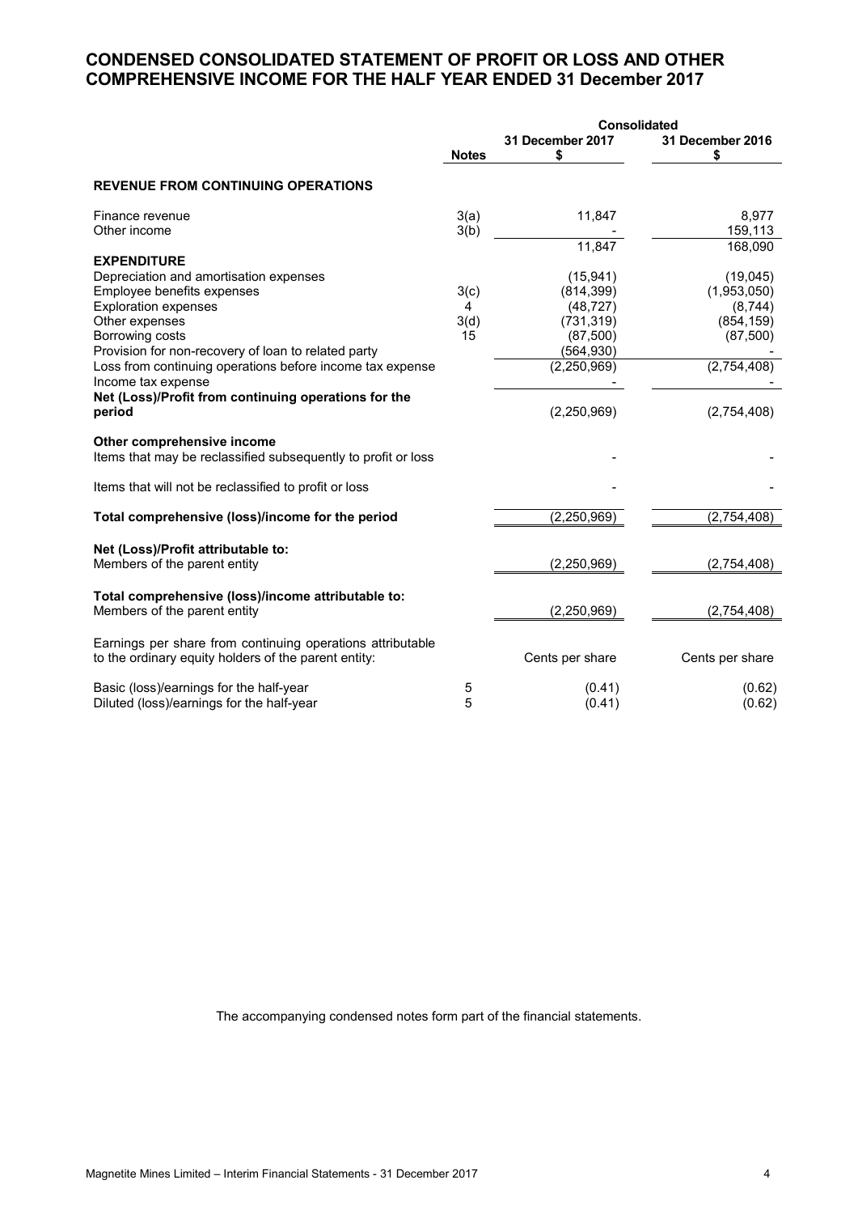# CONDENSED CONSOLIDATED STATEMENT OF PROFIT OR LOSS AND OTHER COMPREHENSIVE INCOME FOR THE HALF YEAR ENDED 31 December 2017

| | Notes | Consolidated 31 December 2017 $ | 31 December 2016 $ |
|---|---|---|---|
| **REVENUE FROM CONTINUING OPERATIONS** | | | |
| Finance revenue | 3(a) | 11,847 | 8,977 |
| Other income | 3(b) | - | 159,113 |
| | | 11,847 | 168,090 |
| **EXPENDITURE** | | | |
| Depreciation and amortisation expenses | | (15,941) | (19,045) |
| Employee benefits expenses | 3(c) | (814,399) | (1,953,050) |
| Exploration expenses | 4 | (48,727) | (8,744) |
| Other expenses | 3(d) | (731,319) | (854,159) |
| Borrowing costs | 15 | (87,500) | (87,500) |
| Provision for non-recovery of loan to related party | | (564,930) | - |
| Loss from continuing operations before income tax expense | | (2,250,969) | (2,754,408) |
| Income tax expense | | - | - |
| **Net (Loss)/Profit from continuing operations for the period** | | (2,250,969) | (2,754,408) |
| **Other comprehensive income** | | | |
| Items that may be reclassified subsequently to profit or loss | | - | - |
| Items that will not be reclassified to profit or loss | | - | - |
| **Total comprehensive (loss)/income for the period** | | (2,250,969) | (2,754,408) |
| **Net (Loss)/Profit attributable to:** | | | |
| Members of the parent entity | | (2,250,969) | (2,754,408) |
| **Total comprehensive (loss)/income attributable to:** | | | |
| Members of the parent entity | | (2,250,969) | (2,754,408) |
| Earnings per share from continuing operations attributable to the ordinary equity holders of the parent entity: | | Cents per share | Cents per share |
| Basic (loss)/earnings for the half-year | 5 | (0.41) | (0.62) |
| Diluted (loss)/earnings for the half-year | 5 | (0.41) | (0.62) |

The accompanying condensed notes form part of the financial statements.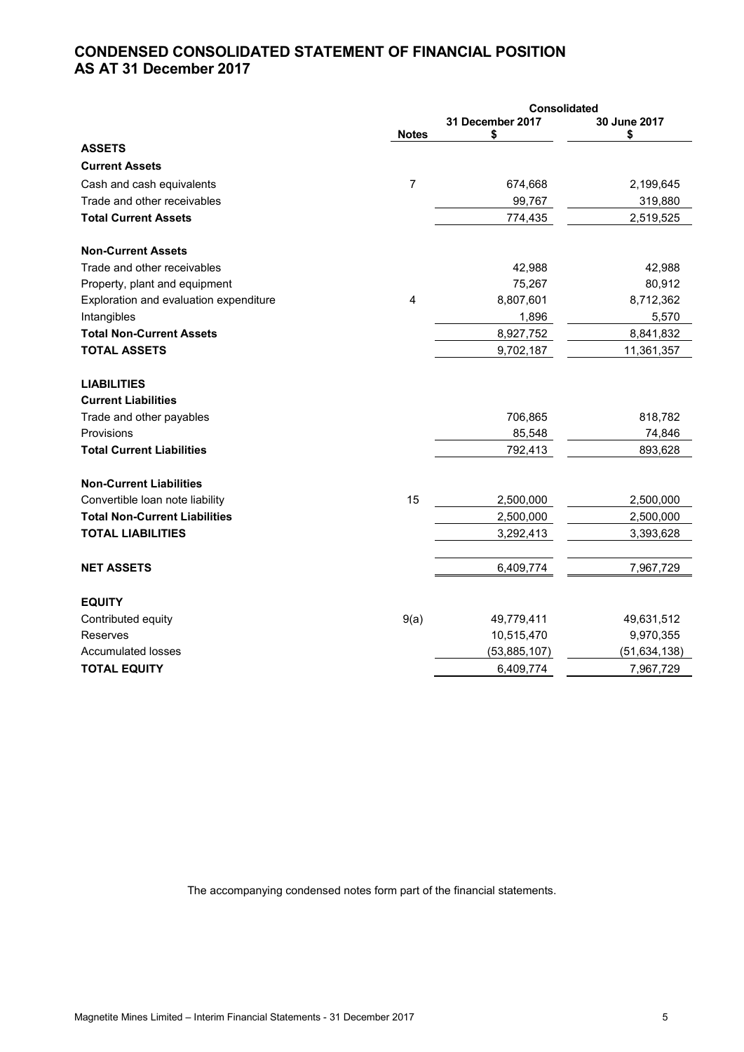# CONDENSED CONSOLIDATED STATEMENT OF FINANCIAL POSITION
# AS AT 31 December 2017

| | Notes | Consolidated 31 December 2017 $ | 30 June 2017 $ |
|---|---|---|---|
| **ASSETS** | | | |
| **Current Assets** | | | |
| Cash and cash equivalents | 7 | 674,668 | 2,199,645 |
| Trade and other receivables | | 99,767 | 319,880 |
| **Total Current Assets** | | 774,435 | 2,519,525 |
| | | | |
| **Non-Current Assets** | | | |
| Trade and other receivables | | 42,988 | 42,988 |
| Property, plant and equipment | | 75,267 | 80,912 |
| Exploration and evaluation expenditure | 4 | 8,807,601 | 8,712,362 |
| Intangibles | | 1,896 | 5,570 |
| **Total Non-Current Assets** | | 8,927,752 | 8,841,832 |
| **TOTAL ASSETS** | | 9,702,187 | 11,361,357 |
| | | | |
| **LIABILITIES** | | | |
| **Current Liabilities** | | | |
| Trade and other payables | | 706,865 | 818,782 |
| Provisions | | 85,548 | 74,846 |
| **Total Current Liabilities** | | 792,413 | 893,628 |
| | | | |
| **Non-Current Liabilities** | | | |
| Convertible loan note liability | 15 | 2,500,000 | 2,500,000 |
| **Total Non-Current Liabilities** | | 2,500,000 | 2,500,000 |
| **TOTAL LIABILITIES** | | 3,292,413 | 3,393,628 |
| | | | |
| **NET ASSETS** | | 6,409,774 | 7,967,729 |
| | | | |
| **EQUITY** | | | |
| Contributed equity | 9(a) | 49,779,411 | 49,631,512 |
| Reserves | | 10,515,470 | 9,970,355 |
| Accumulated losses | | (53,885,107) | (51,634,138) |
| **TOTAL EQUITY** | | 6,409,774 | 7,967,729 |

The accompanying condensed notes form part of the financial statements.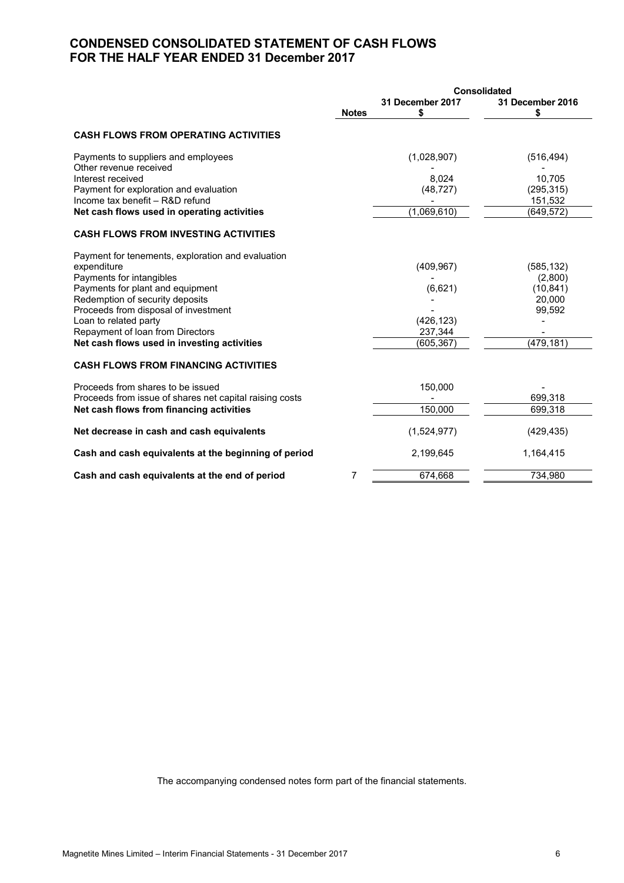# CONDENSED CONSOLIDATED STATEMENT OF CASH FLOWS
# FOR THE HALF YEAR ENDED 31 December 2017

| | Notes | Consolidated 31 December 2017 $ | Consolidated 31 December 2016 $ |
|---|---|---|---|
| **CASH FLOWS FROM OPERATING ACTIVITIES** | | | |
| Payments to suppliers and employees | | (1,028,907) | (516,494) |
| Other revenue received | | - | - |
| Interest received | | 8,024 | 10,705 |
| Payment for exploration and evaluation | | (48,727) | (295,315) |
| Income tax benefit – R&D refund | | - | 151,532 |
| **Net cash flows used in operating activities** | | (1,069,610) | (649,572) |
| **CASH FLOWS FROM INVESTING ACTIVITIES** | | | |
| Payment for tenements, exploration and evaluation expenditure | | (409,967) | (585,132) |
| Payments for intangibles | | - | (2,800) |
| Payments for plant and equipment | | (6,621) | (10,841) |
| Redemption of security deposits | | - | 20,000 |
| Proceeds from disposal of investment | | - | 99,592 |
| Loan to related party | | (426,123) | - |
| Repayment of loan from Directors | | 237,344 | - |
| **Net cash flows used in investing activities** | | (605,367) | (479,181) |
| **CASH FLOWS FROM FINANCING ACTIVITIES** | | | |
| Proceeds from shares to be issued | | 150,000 | - |
| Proceeds from issue of shares net capital raising costs | | - | 699,318 |
| **Net cash flows from financing activities** | | 150,000 | 699,318 |
| **Net decrease in cash and cash equivalents** | | (1,524,977) | (429,435) |
| **Cash and cash equivalents at the beginning of period** | | 2,199,645 | 1,164,415 |
| **Cash and cash equivalents at the end of period** | 7 | 674,668 | 734,980 |

The accompanying condensed notes form part of the financial statements.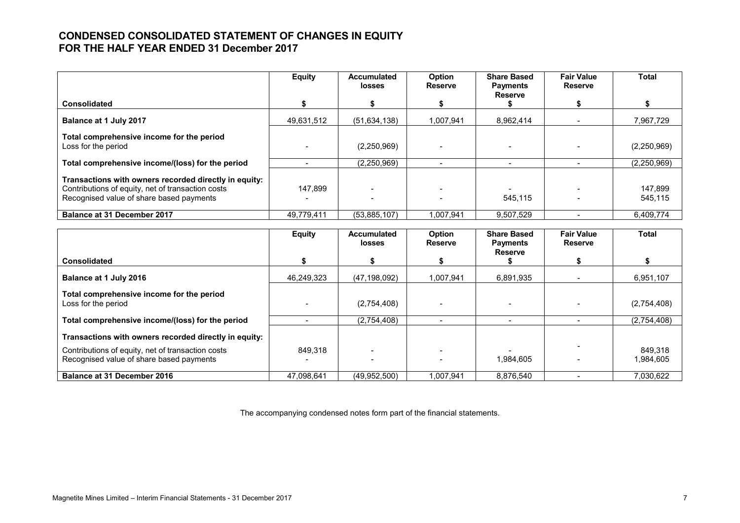# CONDENSED CONSOLIDATED STATEMENT OF CHANGES IN EQUITY
# FOR THE HALF YEAR ENDED 31 December 2017

| Consolidated | Equity<br>$ | Accumulated losses<br>$ | Option Reserve<br>$ | Share Based Payments Reserve<br>$ | Fair Value Reserve<br>$ | Total<br>$ |
|---|---|---|---|---|---|---|
| **Balance at 1 July 2017** | 49,631,512 | (51,634,138) | 1,007,941 | 8,962,414 | - | 7,967,729 |
| **Total comprehensive income for the period** | | | | | | |
| Loss for the period | - | (2,250,969) | - | - | - | (2,250,969) |
| **Total comprehensive income/(loss) for the period** | - | (2,250,969) | - | - | - | (2,250,969) |
| **Transactions with owners recorded directly in equity:** | | | | | | |
| Contributions of equity, net of transaction costs | 147,899 | - | - | - | - | 147,899 |
| Recognised value of share based payments | - | - | - | 545,115 | - | 545,115 |
| **Balance at 31 December 2017** | 49,779,411 | (53,885,107) | 1,007,941 | 9,507,529 | - | 6,409,774 |

| Consolidated | Equity<br>$ | Accumulated losses<br>$ | Option Reserve<br>$ | Share Based Payments Reserve<br>$ | Fair Value Reserve<br>$ | Total<br>$ |
|---|---|---|---|---|---|---|
| **Balance at 1 July 2016** | 46,249,323 | (47,198,092) | 1,007,941 | 6,891,935 | - | 6,951,107 |
| **Total comprehensive income for the period** | | | | | | |
| Loss for the period | - | (2,754,408) | - | - | - | (2,754,408) |
| **Total comprehensive income/(loss) for the period** | - | (2,754,408) | - | - | - | (2,754,408) |
| **Transactions with owners recorded directly in equity:** | | | | | | |
| Contributions of equity, net of transaction costs | 849,318 | - | - | - | - | 849,318 |
| Recognised value of share based payments | - | - | - | 1,984,605 | - | 1,984,605 |
| **Balance at 31 December 2016** | 47,098,641 | (49,952,500) | 1,007,941 | 8,876,540 | - | 7,030,622 |

The accompanying condensed notes form part of the financial statements.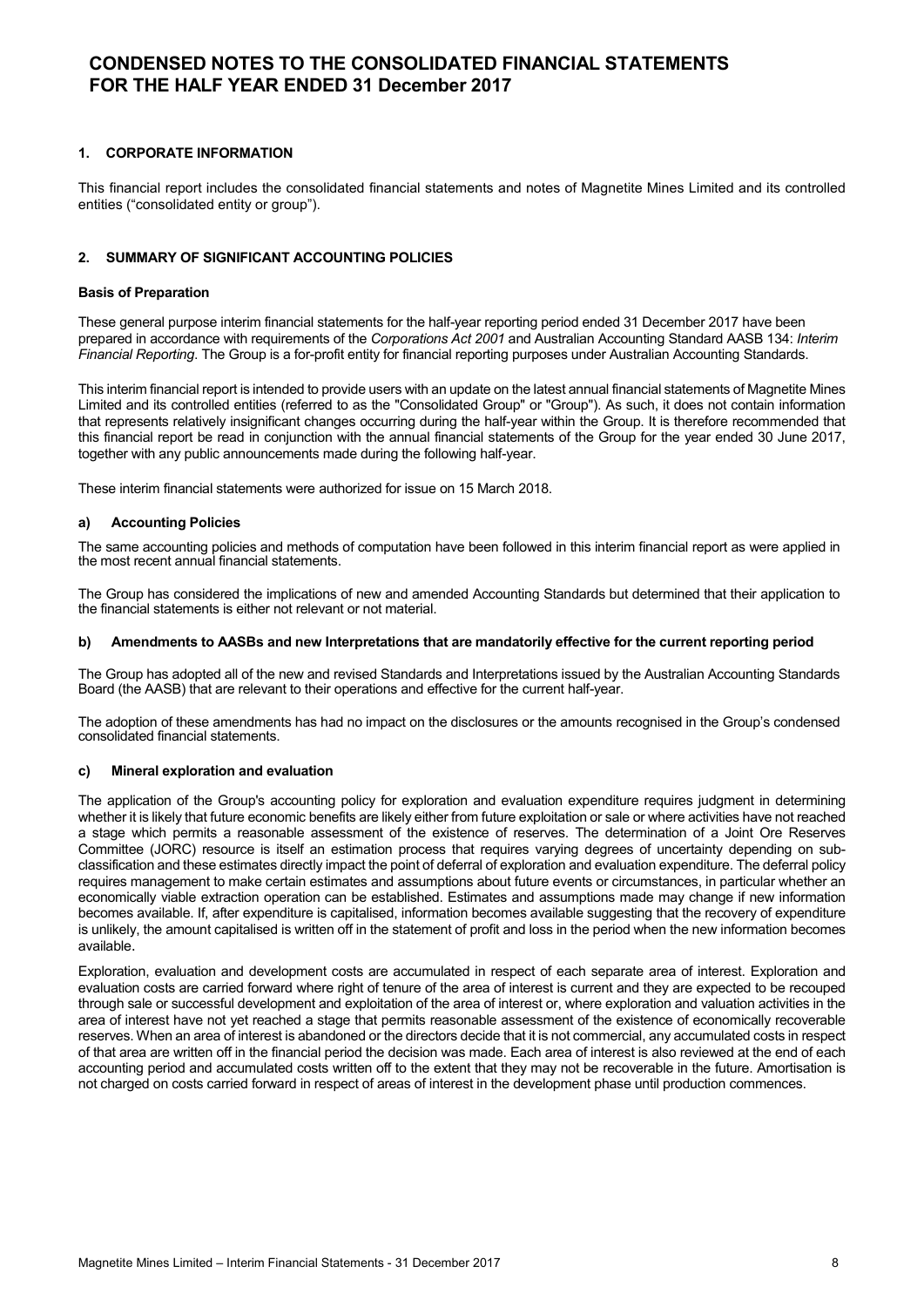# CONDENSED NOTES TO THE CONSOLIDATED FINANCIAL STATEMENTS FOR THE HALF YEAR ENDED 31 December 2017

## 1. CORPORATE INFORMATION

This financial report includes the consolidated financial statements and notes of Magnetite Mines Limited and its controlled entities ("consolidated entity or group").

## 2. SUMMARY OF SIGNIFICANT ACCOUNTING POLICIES

### Basis of Preparation

These general purpose interim financial statements for the half-year reporting period ended 31 December 2017 have been prepared in accordance with requirements of the *Corporations Act 2001* and Australian Accounting Standard AASB 134: *Interim Financial Reporting*. The Group is a for-profit entity for financial reporting purposes under Australian Accounting Standards.

This interim financial report is intended to provide users with an update on the latest annual financial statements of Magnetite Mines Limited and its controlled entities (referred to as the "Consolidated Group" or "Group"). As such, it does not contain information that represents relatively insignificant changes occurring during the half-year within the Group. It is therefore recommended that this financial report be read in conjunction with the annual financial statements of the Group for the year ended 30 June 2017, together with any public announcements made during the following half-year.

These interim financial statements were authorized for issue on 15 March 2018.

### a) Accounting Policies

The same accounting policies and methods of computation have been followed in this interim financial report as were applied in the most recent annual financial statements.

The Group has considered the implications of new and amended Accounting Standards but determined that their application to the financial statements is either not relevant or not material.

### b) Amendments to AASBs and new Interpretations that are mandatorily effective for the current reporting period

The Group has adopted all of the new and revised Standards and Interpretations issued by the Australian Accounting Standards Board (the AASB) that are relevant to their operations and effective for the current half-year.

The adoption of these amendments has had no impact on the disclosures or the amounts recognised in the Group's condensed consolidated financial statements.

### c) Mineral exploration and evaluation

The application of the Group's accounting policy for exploration and evaluation expenditure requires judgment in determining whether it is likely that future economic benefits are likely either from future exploitation or sale or where activities have not reached a stage which permits a reasonable assessment of the existence of reserves. The determination of a Joint Ore Reserves Committee (JORC) resource is itself an estimation process that requires varying degrees of uncertainty depending on sub-classification and these estimates directly impact the point of deferral of exploration and evaluation expenditure. The deferral policy requires management to make certain estimates and assumptions about future events or circumstances, in particular whether an economically viable extraction operation can be established. Estimates and assumptions made may change if new information becomes available. If, after expenditure is capitalised, information becomes available suggesting that the recovery of expenditure is unlikely, the amount capitalised is written off in the statement of profit and loss in the period when the new information becomes available.

Exploration, evaluation and development costs are accumulated in respect of each separate area of interest. Exploration and evaluation costs are carried forward where right of tenure of the area of interest is current and they are expected to be recouped through sale or successful development and exploitation of the area of interest or, where exploration and valuation activities in the area of interest have not yet reached a stage that permits reasonable assessment of the existence of economically recoverable reserves. When an area of interest is abandoned or the directors decide that it is not commercial, any accumulated costs in respect of that area are written off in the financial period the decision was made. Each area of interest is also reviewed at the end of each accounting period and accumulated costs written off to the extent that they may not be recoverable in the future. Amortisation is not charged on costs carried forward in respect of areas of interest in the development phase until production commences.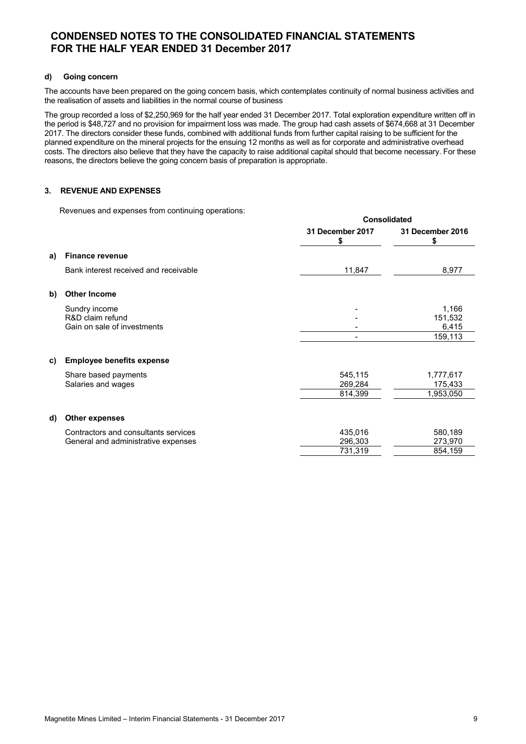# CONDENSED NOTES TO THE CONSOLIDATED FINANCIAL STATEMENTS FOR THE HALF YEAR ENDED 31 December 2017

### d) Going concern

The accounts have been prepared on the going concern basis, which contemplates continuity of normal business activities and the realisation of assets and liabilities in the normal course of business

The group recorded a loss of $2,250,969 for the half year ended 31 December 2017. Total exploration expenditure written off in the period is $48,727 and no provision for impairment loss was made. The group had cash assets of $674,668 at 31 December 2017. The directors consider these funds, combined with additional funds from further capital raising to be sufficient for the planned expenditure on the mineral projects for the ensuing 12 months as well as for corporate and administrative overhead costs. The directors also believe that they have the capacity to raise additional capital should that become necessary. For these reasons, the directors believe the going concern basis of preparation is appropriate.

## 3. REVENUE AND EXPENSES

Revenues and expenses from continuing operations:

| | | Consolidated | |
|---|---|---|---|
| | | 31 December 2017 $ | 31 December 2016 $ |
| a) | **Finance revenue** | | |
| | Bank interest received and receivable | 11,847 | 8,977 |
| b) | **Other Income** | | |
| | Sundry income | - | 1,166 |
| | R&D claim refund | - | 151,532 |
| | Gain on sale of investments | - | 6,415 |
| | | - | 159,113 |
| c) | **Employee benefits expense** | | |
| | Share based payments | 545,115 | 1,777,617 |
| | Salaries and wages | 269,284 | 175,433 |
| | | 814,399 | 1,953,050 |
| d) | **Other expenses** | | |
| | Contractors and consultants services | 435,016 | 580,189 |
| | General and administrative expenses | 296,303 | 273,970 |
| | | 731,319 | 854,159 |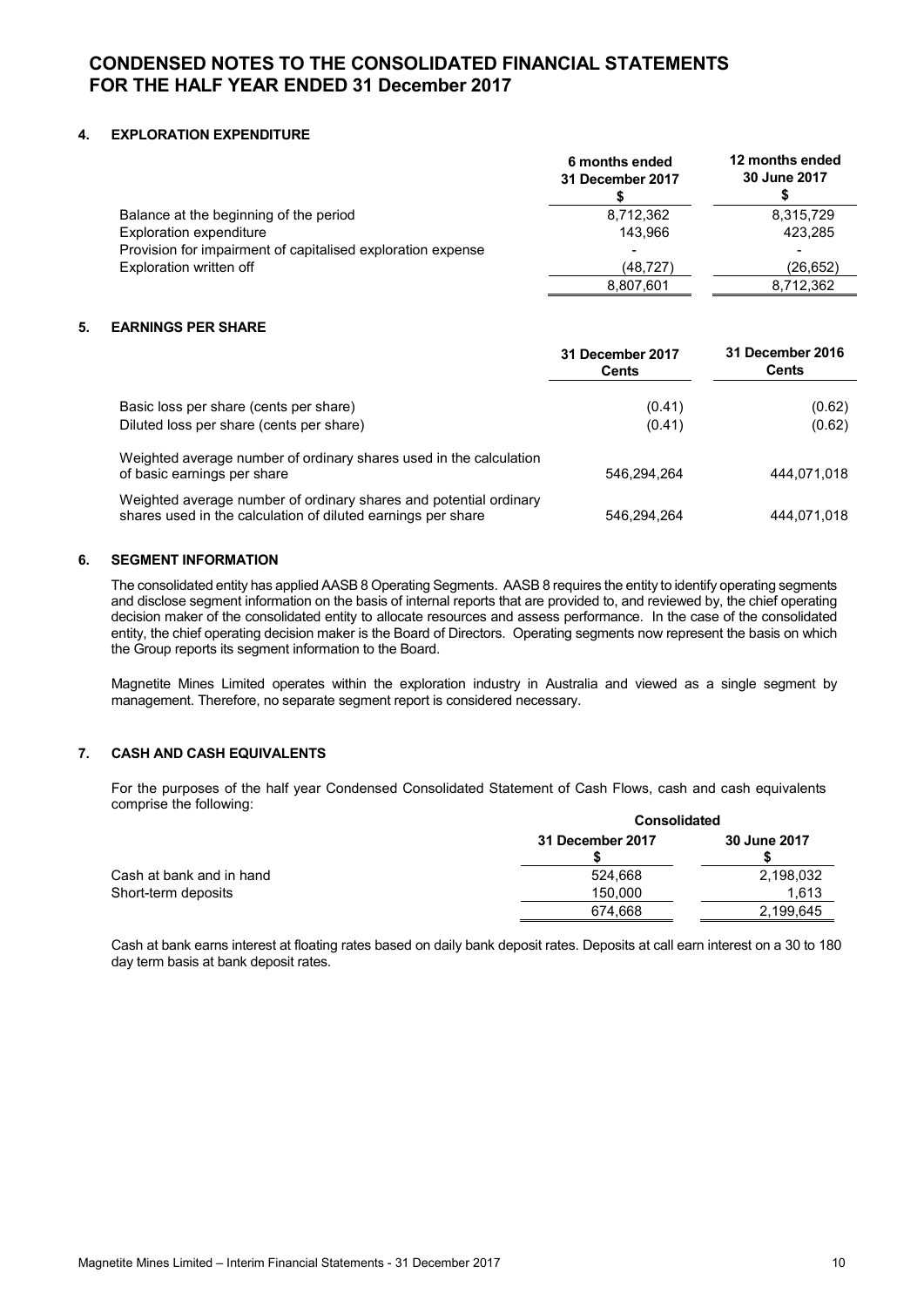# CONDENSED NOTES TO THE CONSOLIDATED FINANCIAL STATEMENTS FOR THE HALF YEAR ENDED 31 December 2017

## 4. EXPLORATION EXPENDITURE

| | 6 months ended 31 December 2017 $ | 12 months ended 30 June 2017 $ |
|---|---|---|
| Balance at the beginning of the period | 8,712,362 | 8,315,729 |
| Exploration expenditure | 143,966 | 423,285 |
| Provision for impairment of capitalised exploration expense | - | - |
| Exploration written off | (48,727) | (26,652) |
| | 8,807,601 | 8,712,362 |

## 5. EARNINGS PER SHARE

| | 31 December 2017 Cents | 31 December 2016 Cents |
|---|---|---|
| Basic loss per share (cents per share) | (0.41) | (0.62) |
| Diluted loss per share (cents per share) | (0.41) | (0.62) |
| Weighted average number of ordinary shares used in the calculation of basic earnings per share | 546,294,264 | 444,071,018 |
| Weighted average number of ordinary shares and potential ordinary shares used in the calculation of diluted earnings per share | 546,294,264 | 444,071,018 |

## 6. SEGMENT INFORMATION

The consolidated entity has applied AASB 8 Operating Segments. AASB 8 requires the entity to identify operating segments and disclose segment information on the basis of internal reports that are provided to, and reviewed by, the chief operating decision maker of the consolidated entity to allocate resources and assess performance. In the case of the consolidated entity, the chief operating decision maker is the Board of Directors. Operating segments now represent the basis on which the Group reports its segment information to the Board.

Magnetite Mines Limited operates within the exploration industry in Australia and viewed as a single segment by management. Therefore, no separate segment report is considered necessary.

## 7. CASH AND CASH EQUIVALENTS

For the purposes of the half year Condensed Consolidated Statement of Cash Flows, cash and cash equivalents comprise the following:

| | Consolidated | |
|---|---|---|
| | 31 December 2017 $ | 30 June 2017 $ |
| Cash at bank and in hand | 524,668 | 2,198,032 |
| Short-term deposits | 150,000 | 1,613 |
| | 674,668 | 2,199,645 |

Cash at bank earns interest at floating rates based on daily bank deposit rates. Deposits at call earn interest on a 30 to 180 day term basis at bank deposit rates.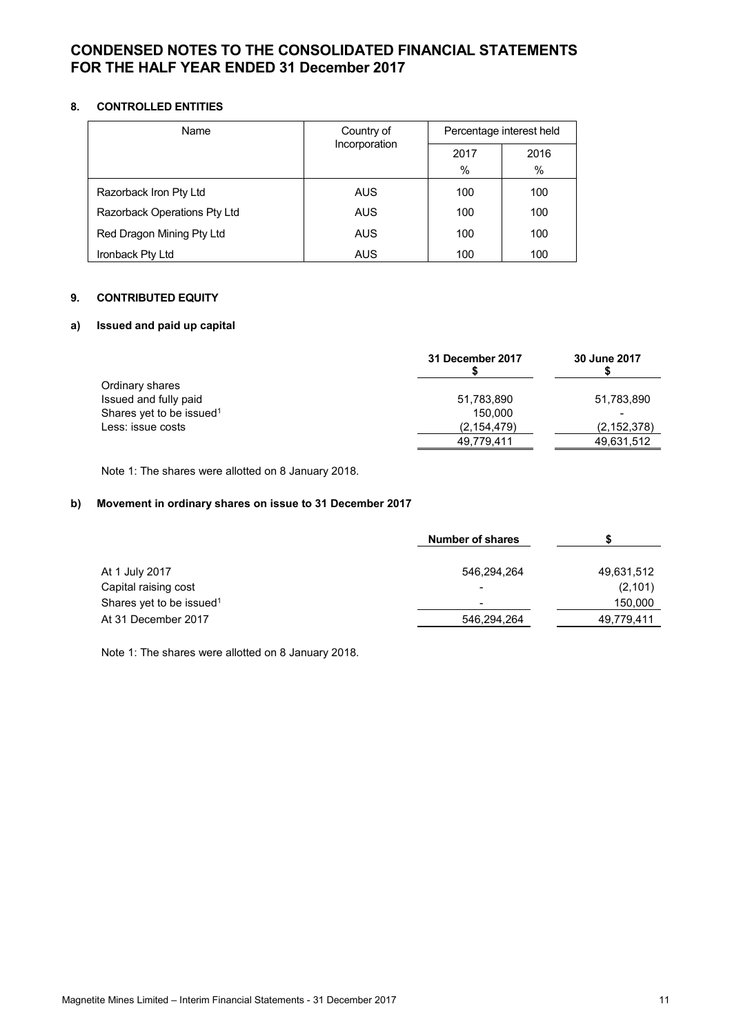# CONDENSED NOTES TO THE CONSOLIDATED FINANCIAL STATEMENTS FOR THE HALF YEAR ENDED 31 December 2017

## 8. CONTROLLED ENTITIES

| Name | Country of Incorporation | Percentage interest held | |
|---|---|---|---|
| | | 2017 % | 2016 % |
| Razorback Iron Pty Ltd | AUS | 100 | 100 |
| Razorback Operations Pty Ltd | AUS | 100 | 100 |
| Red Dragon Mining Pty Ltd | AUS | 100 | 100 |
| Ironback Pty Ltd | AUS | 100 | 100 |

## 9. CONTRIBUTED EQUITY

### a) Issued and paid up capital

| | 31 December 2017 $ | 30 June 2017 $ |
|---|---|---|
| Ordinary shares | | |
| Issued and fully paid | 51,783,890 | 51,783,890 |
| Shares yet to be issued[1] | 150,000 | - |
| Less: issue costs | (2,154,479) | (2,152,378) |
| | 49,779,411 | 49,631,512 |

Note 1: The shares were allotted on 8 January 2018.

### b) Movement in ordinary shares on issue to 31 December 2017

| | Number of shares | $ |
|---|---|---|
| At 1 July 2017 | 546,294,264 | 49,631,512 |
| Capital raising cost | - | (2,101) |
| Shares yet to be issued[1] | - | 150,000 |
| At 31 December 2017 | 546,294,264 | 49,779,411 |

Note 1: The shares were allotted on 8 January 2018.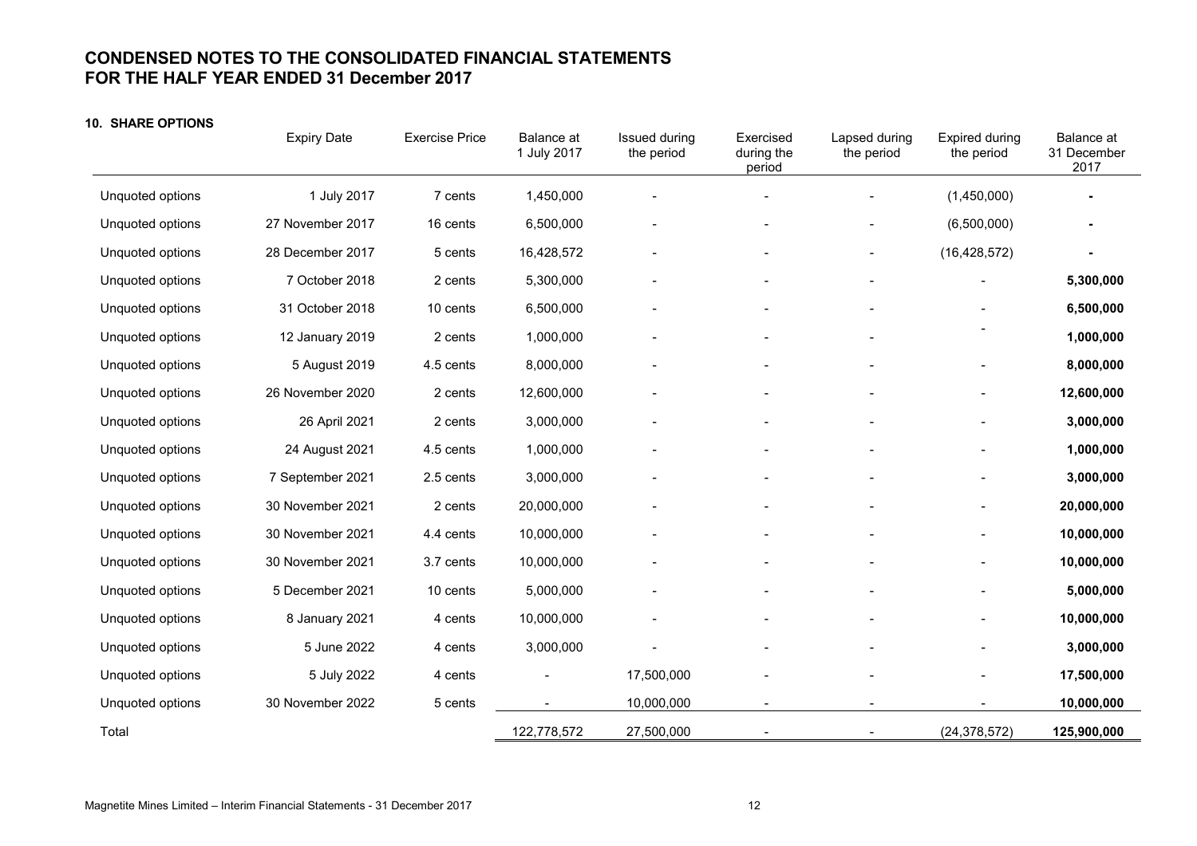# CONDENSED NOTES TO THE CONSOLIDATED FINANCIAL STATEMENTS
# FOR THE HALF YEAR ENDED 31 December 2017

### 10. SHARE OPTIONS

| | Expiry Date | Exercise Price | Balance at 1 July 2017 | Issued during the period | Exercised during the period | Lapsed during the period | Expired during the period | Balance at 31 December 2017 |
|---|---|---|---|---|---|---|---|---|
| Unquoted options | 1 July 2017 | 7 cents | 1,450,000 | - | - | - | (1,450,000) | **-** |
| Unquoted options | 27 November 2017 | 16 cents | 6,500,000 | - | - | - | (6,500,000) | **-** |
| Unquoted options | 28 December 2017 | 5 cents | 16,428,572 | - | - | - | (16,428,572) | **-** |
| Unquoted options | 7 October 2018 | 2 cents | 5,300,000 | - | - | - | - | **5,300,000** |
| Unquoted options | 31 October 2018 | 10 cents | 6,500,000 | - | - | - | - | **6,500,000** |
| Unquoted options | 12 January 2019 | 2 cents | 1,000,000 | - | - | - | - | **1,000,000** |
| Unquoted options | 5 August 2019 | 4.5 cents | 8,000,000 | - | - | - | - | **8,000,000** |
| Unquoted options | 26 November 2020 | 2 cents | 12,600,000 | - | - | - | - | **12,600,000** |
| Unquoted options | 26 April 2021 | 2 cents | 3,000,000 | - | - | - | - | **3,000,000** |
| Unquoted options | 24 August 2021 | 4.5 cents | 1,000,000 | - | - | - | - | **1,000,000** |
| Unquoted options | 7 September 2021 | 2.5 cents | 3,000,000 | - | - | - | - | **3,000,000** |
| Unquoted options | 30 November 2021 | 2 cents | 20,000,000 | - | - | - | - | **20,000,000** |
| Unquoted options | 30 November 2021 | 4.4 cents | 10,000,000 | - | - | - | - | **10,000,000** |
| Unquoted options | 30 November 2021 | 3.7 cents | 10,000,000 | - | - | - | - | **10,000,000** |
| Unquoted options | 5 December 2021 | 10 cents | 5,000,000 | - | - | - | - | **5,000,000** |
| Unquoted options | 8 January 2021 | 4 cents | 10,000,000 | - | - | - | - | **10,000,000** |
| Unquoted options | 5 June 2022 | 4 cents | 3,000,000 | - | - | - | - | **3,000,000** |
| Unquoted options | 5 July 2022 | 4 cents | - | 17,500,000 | - | - | - | **17,500,000** |
| Unquoted options | 30 November 2022 | 5 cents | - | 10,000,000 | - | - | - | **10,000,000** |
| Total | | | 122,778,572 | 27,500,000 | - | - | (24,378,572) | **125,900,000** |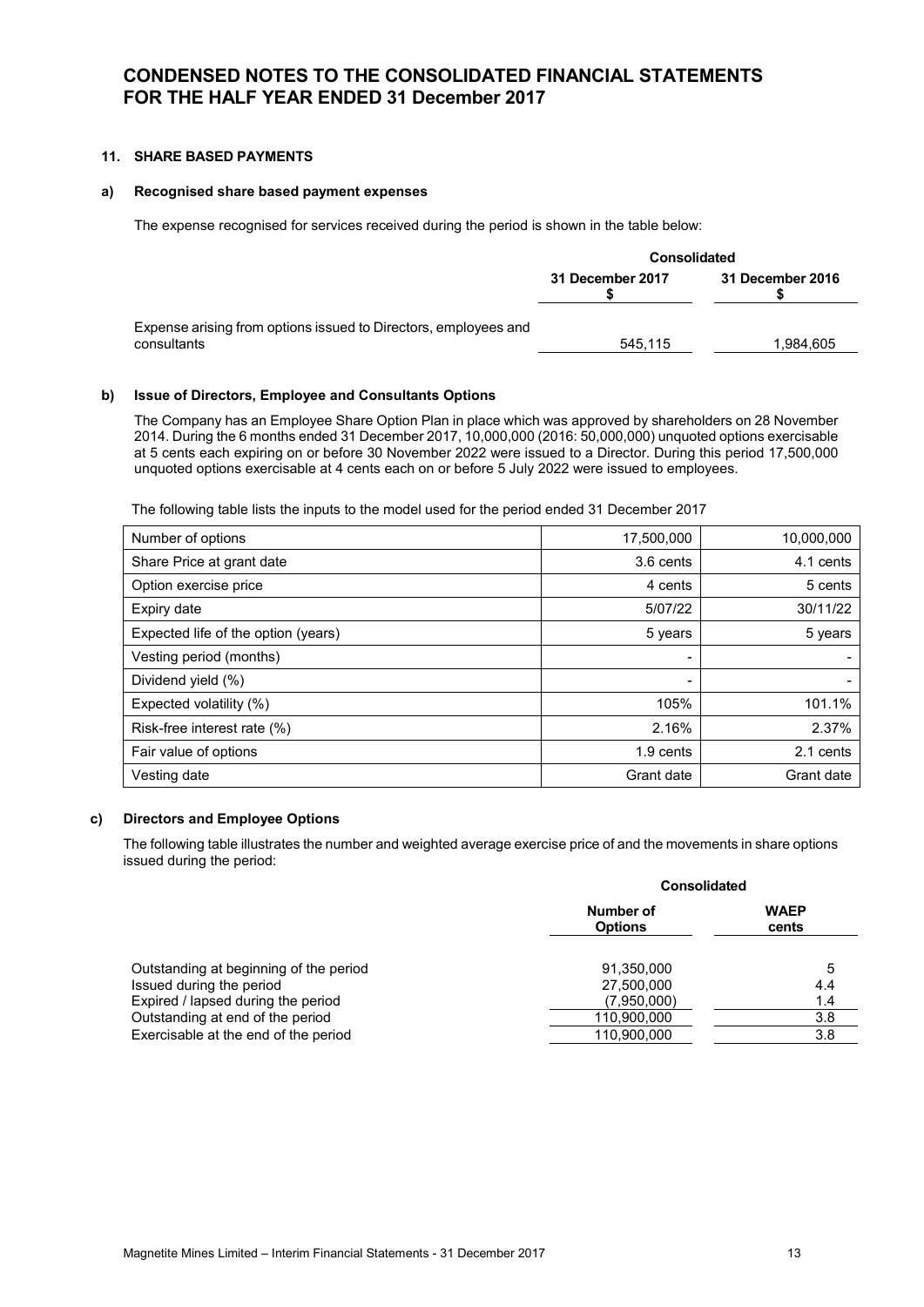# CONDENSED NOTES TO THE CONSOLIDATED FINANCIAL STATEMENTS FOR THE HALF YEAR ENDED 31 December 2017

## 11. SHARE BASED PAYMENTS

### a) Recognised share based payment expenses

The expense recognised for services received during the period is shown in the table below:

| | Consolidated | |
|---|---|---|
| | 31 December 2017<br>$ | 31 December 2016<br>$ |
| Expense arising from options issued to Directors, employees and consultants | 545,115 | 1,984,605 |

### b) Issue of Directors, Employee and Consultants Options

The Company has an Employee Share Option Plan in place which was approved by shareholders on 28 November 2014. During the 6 months ended 31 December 2017, 10,000,000 (2016: 50,000,000) unquoted options exercisable at 5 cents each expiring on or before 30 November 2022 were issued to a Director. During this period 17,500,000 unquoted options exercisable at 4 cents each on or before 5 July 2022 were issued to employees.

The following table lists the inputs to the model used for the period ended 31 December 2017

| Number of options | 17,500,000 | 10,000,000 |
|---|---|---|
| Share Price at grant date | 3.6 cents | 4.1 cents |
| Option exercise price | 4 cents | 5 cents |
| Expiry date | 5/07/22 | 30/11/22 |
| Expected life of the option (years) | 5 years | 5 years |
| Vesting period (months) | - | - |
| Dividend yield (%) | - | - |
| Expected volatility (%) | 105% | 101.1% |
| Risk-free interest rate (%) | 2.16% | 2.37% |
| Fair value of options | 1.9 cents | 2.1 cents |
| Vesting date | Grant date | Grant date |

### c) Directors and Employee Options

The following table illustrates the number and weighted average exercise price of and the movements in share options issued during the period:

| | Consolidated | |
|---|---|---|
| | Number of Options | WAEP cents |
| Outstanding at beginning of the period | 91,350,000 | 5 |
| Issued during the period | 27,500,000 | 4.4 |
| Expired / lapsed during the period | (7,950,000) | 1.4 |
| Outstanding at end of the period | 110,900,000 | 3.8 |
| Exercisable at the end of the period | 110,900,000 | 3.8 |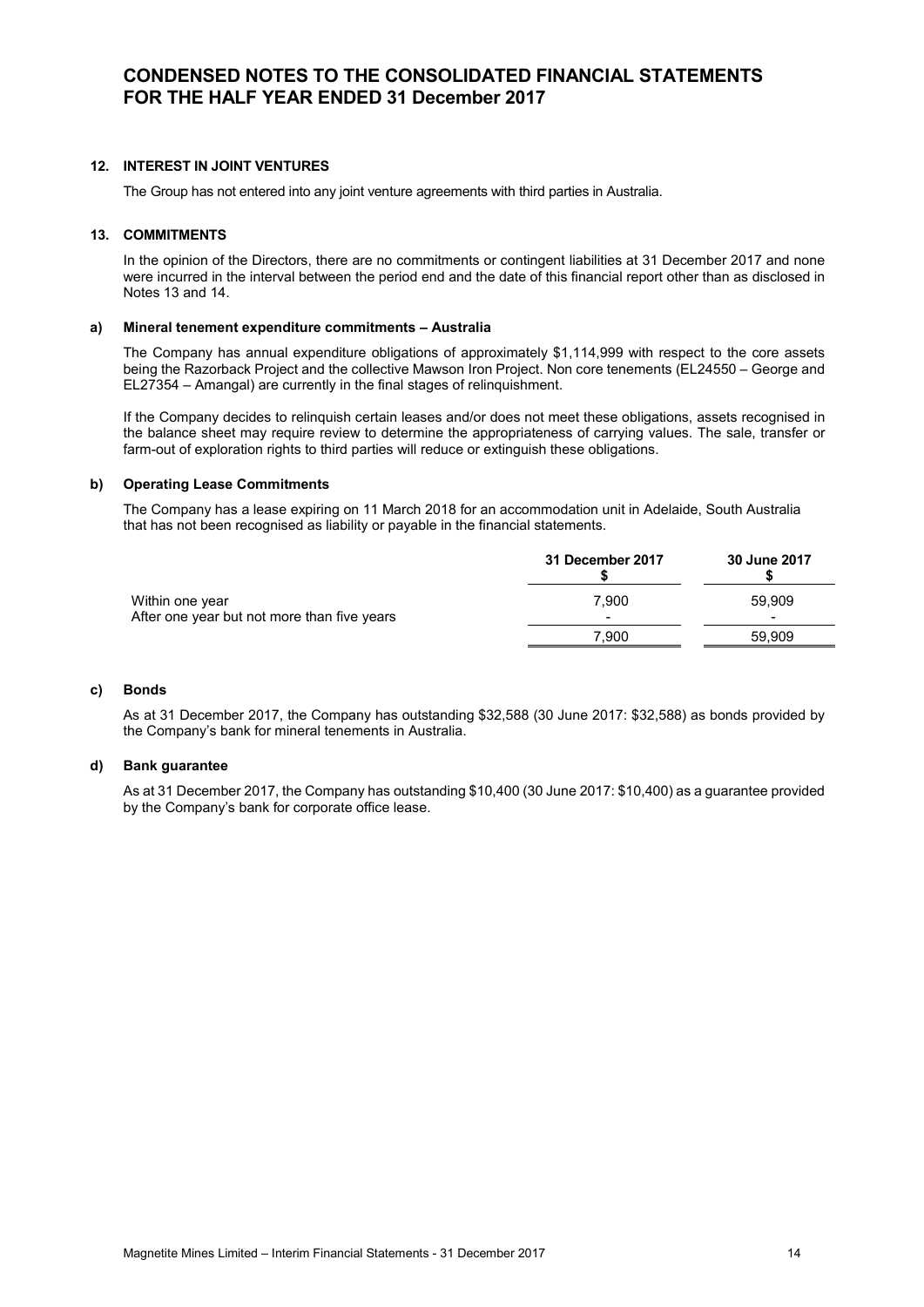# CONDENSED NOTES TO THE CONSOLIDATED FINANCIAL STATEMENTS FOR THE HALF YEAR ENDED 31 December 2017

## 12. INTEREST IN JOINT VENTURES

The Group has not entered into any joint venture agreements with third parties in Australia.

## 13. COMMITMENTS

In the opinion of the Directors, there are no commitments or contingent liabilities at 31 December 2017 and none were incurred in the interval between the period end and the date of this financial report other than as disclosed in Notes 13 and 14.

### a) Mineral tenement expenditure commitments – Australia

The Company has annual expenditure obligations of approximately $1,114,999 with respect to the core assets being the Razorback Project and the collective Mawson Iron Project. Non core tenements (EL24550 – George and EL27354 – Amangal) are currently in the final stages of relinquishment.

If the Company decides to relinquish certain leases and/or does not meet these obligations, assets recognised in the balance sheet may require review to determine the appropriateness of carrying values. The sale, transfer or farm-out of exploration rights to third parties will reduce or extinguish these obligations.

### b) Operating Lease Commitments

The Company has a lease expiring on 11 March 2018 for an accommodation unit in Adelaide, South Australia that has not been recognised as liability or payable in the financial statements.

| | 31 December 2017<br>$ | 30 June 2017<br>$ |
|---|---|---|
| Within one year | 7,900 | 59,909 |
| After one year but not more than five years | - | - |
| | 7,900 | 59,909 |

### c) Bonds

As at 31 December 2017, the Company has outstanding $32,588 (30 June 2017: $32,588) as bonds provided by the Company's bank for mineral tenements in Australia.

### d) Bank guarantee

As at 31 December 2017, the Company has outstanding $10,400 (30 June 2017: $10,400) as a guarantee provided by the Company's bank for corporate office lease.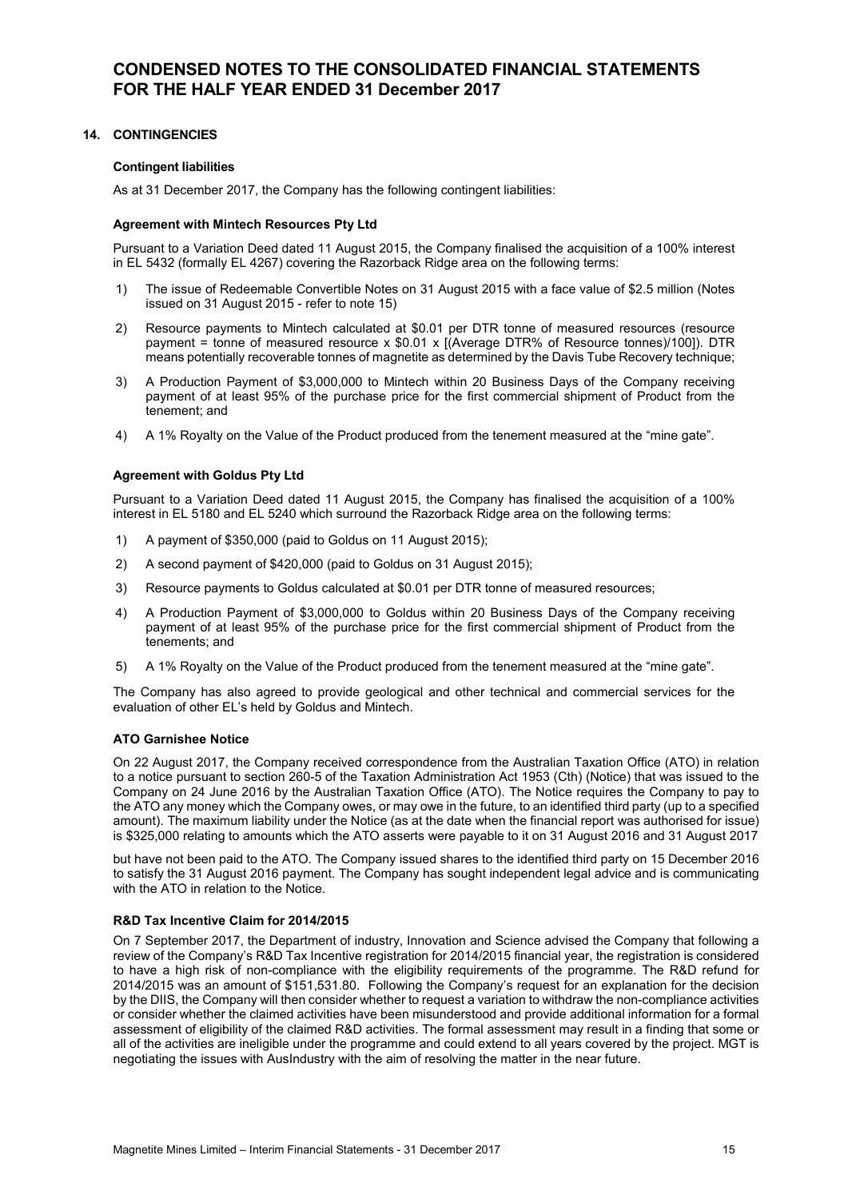# CONDENSED NOTES TO THE CONSOLIDATED FINANCIAL STATEMENTS FOR THE HALF YEAR ENDED 31 December 2017

## 14. CONTINGENCIES

### Contingent liabilities

As at 31 December 2017, the Company has the following contingent liabilities:

### Agreement with Mintech Resources Pty Ltd

Pursuant to a Variation Deed dated 11 August 2015, the Company finalised the acquisition of a 100% interest in EL 5432 (formally EL 4267) covering the Razorback Ridge area on the following terms:

1) The issue of Redeemable Convertible Notes on 31 August 2015 with a face value of $2.5 million (Notes issued on 31 August 2015 - refer to note 15)
2) Resource payments to Mintech calculated at $0.01 per DTR tonne of measured resources (resource payment = tonne of measured resource x $0.01 x [(Average DTR% of Resource tonnes)/100]). DTR means potentially recoverable tonnes of magnetite as determined by the Davis Tube Recovery technique;
3) A Production Payment of $3,000,000 to Mintech within 20 Business Days of the Company receiving payment of at least 95% of the purchase price for the first commercial shipment of Product from the tenement; and
4) A 1% Royalty on the Value of the Product produced from the tenement measured at the "mine gate".

### Agreement with Goldus Pty Ltd

Pursuant to a Variation Deed dated 11 August 2015, the Company has finalised the acquisition of a 100% interest in EL 5180 and EL 5240 which surround the Razorback Ridge area on the following terms:

1) A payment of $350,000 (paid to Goldus on 11 August 2015);
2) A second payment of $420,000 (paid to Goldus on 31 August 2015);
3) Resource payments to Goldus calculated at $0.01 per DTR tonne of measured resources;
4) A Production Payment of $3,000,000 to Goldus within 20 Business Days of the Company receiving payment of at least 95% of the purchase price for the first commercial shipment of Product from the tenements; and
5) A 1% Royalty on the Value of the Product produced from the tenement measured at the "mine gate".

The Company has also agreed to provide geological and other technical and commercial services for the evaluation of other EL's held by Goldus and Mintech.

### ATO Garnishee Notice

On 22 August 2017, the Company received correspondence from the Australian Taxation Office (ATO) in relation to a notice pursuant to section 260-5 of the Taxation Administration Act 1953 (Cth) (Notice) that was issued to the Company on 24 June 2016 by the Australian Taxation Office (ATO). The Notice requires the Company to pay to the ATO any money which the Company owes, or may owe in the future, to an identified third party (up to a specified amount). The maximum liability under the Notice (as at the date when the financial report was authorised for issue) is $325,000 relating to amounts which the ATO asserts were payable to it on 31 August 2016 and 31 August 2017 but have not been paid to the ATO. The Company issued shares to the identified third party on 15 December 2016 to satisfy the 31 August 2016 payment. The Company has sought independent legal advice and is communicating with the ATO in relation to the Notice.

### R&D Tax Incentive Claim for 2014/2015

On 7 September 2017, the Department of industry, Innovation and Science advised the Company that following a review of the Company's R&D Tax Incentive registration for 2014/2015 financial year, the registration is considered to have a high risk of non-compliance with the eligibility requirements of the programme. The R&D refund for 2014/2015 was an amount of $151,531.80. Following the Company's request for an explanation for the decision by the DIIS, the Company will then consider whether to request a variation to withdraw the non-compliance activities or consider whether the claimed activities have been misunderstood and provide additional information for a formal assessment of eligibility of the claimed R&D activities. The formal assessment may result in a finding that some or all of the activities are ineligible under the programme and could extend to all years covered by the project. MGT is negotiating the issues with AusIndustry with the aim of resolving the matter in the near future.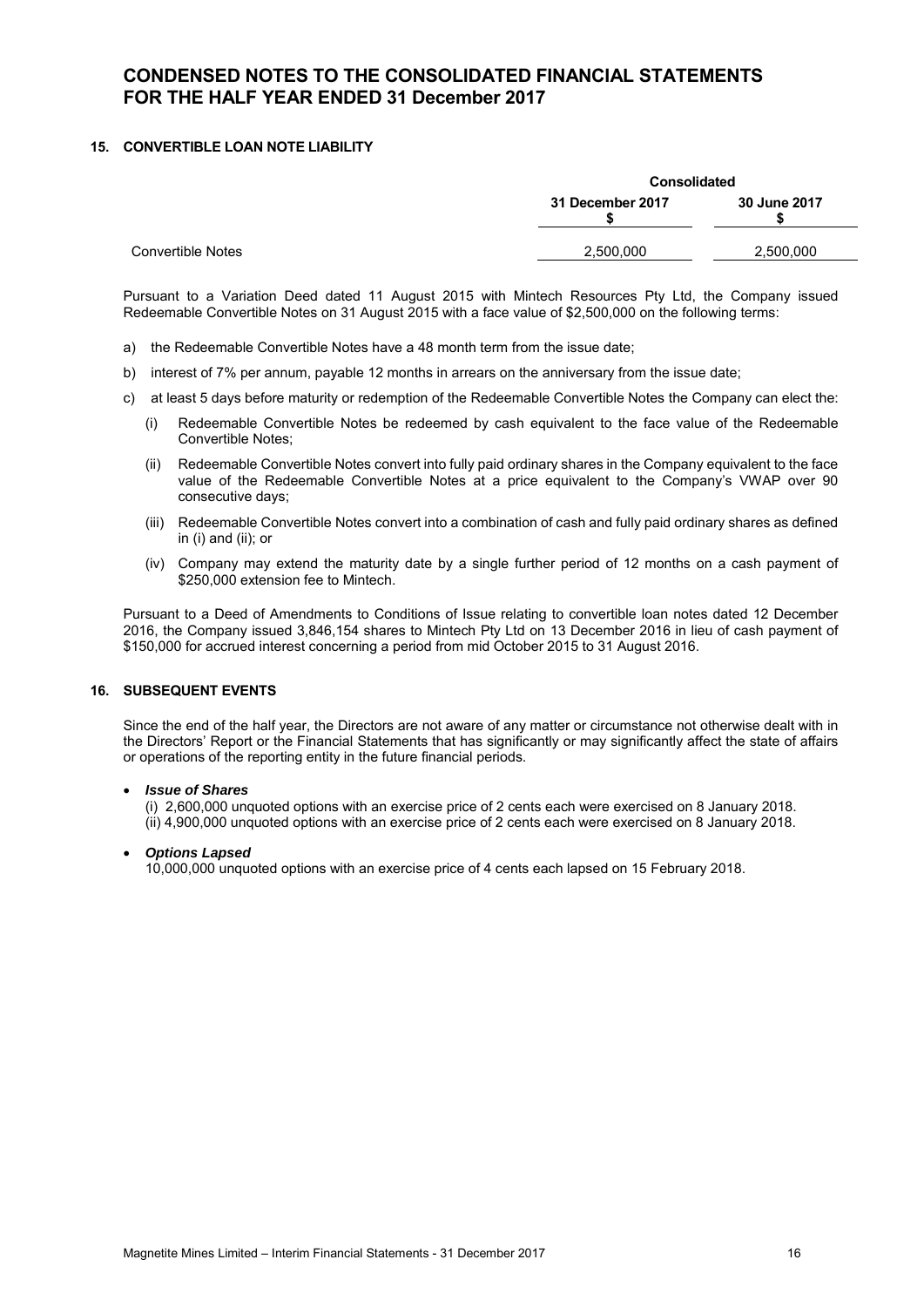# CONDENSED NOTES TO THE CONSOLIDATED FINANCIAL STATEMENTS FOR THE HALF YEAR ENDED 31 December 2017

## 15. CONVERTIBLE LOAN NOTE LIABILITY

| | Consolidated | |
|---|---|---|
| | 31 December 2017<br>$ | 30 June 2017<br>$ |
| Convertible Notes | 2,500,000 | 2,500,000 |

Pursuant to a Variation Deed dated 11 August 2015 with Mintech Resources Pty Ltd, the Company issued Redeemable Convertible Notes on 31 August 2015 with a face value of $2,500,000 on the following terms:

a) the Redeemable Convertible Notes have a 48 month term from the issue date;

b) interest of 7% per annum, payable 12 months in arrears on the anniversary from the issue date;

c) at least 5 days before maturity or redemption of the Redeemable Convertible Notes the Company can elect the:

   (i) Redeemable Convertible Notes be redeemed by cash equivalent to the face value of the Redeemable Convertible Notes;

   (ii) Redeemable Convertible Notes convert into fully paid ordinary shares in the Company equivalent to the face value of the Redeemable Convertible Notes at a price equivalent to the Company's VWAP over 90 consecutive days;

   (iii) Redeemable Convertible Notes convert into a combination of cash and fully paid ordinary shares as defined in (i) and (ii); or

   (iv) Company may extend the maturity date by a single further period of 12 months on a cash payment of $250,000 extension fee to Mintech.

Pursuant to a Deed of Amendments to Conditions of Issue relating to convertible loan notes dated 12 December 2016, the Company issued 3,846,154 shares to Mintech Pty Ltd on 13 December 2016 in lieu of cash payment of $150,000 for accrued interest concerning a period from mid October 2015 to 31 August 2016.

## 16. SUBSEQUENT EVENTS

Since the end of the half year, the Directors are not aware of any matter or circumstance not otherwise dealt with in the Directors' Report or the Financial Statements that has significantly or may significantly affect the state of affairs or operations of the reporting entity in the future financial periods.

- ***Issue of Shares***

  (i) 2,600,000 unquoted options with an exercise price of 2 cents each were exercised on 8 January 2018.
  (ii) 4,900,000 unquoted options with an exercise price of 2 cents each were exercised on 8 January 2018.

- ***Options Lapsed***

  10,000,000 unquoted options with an exercise price of 4 cents each lapsed on 15 February 2018.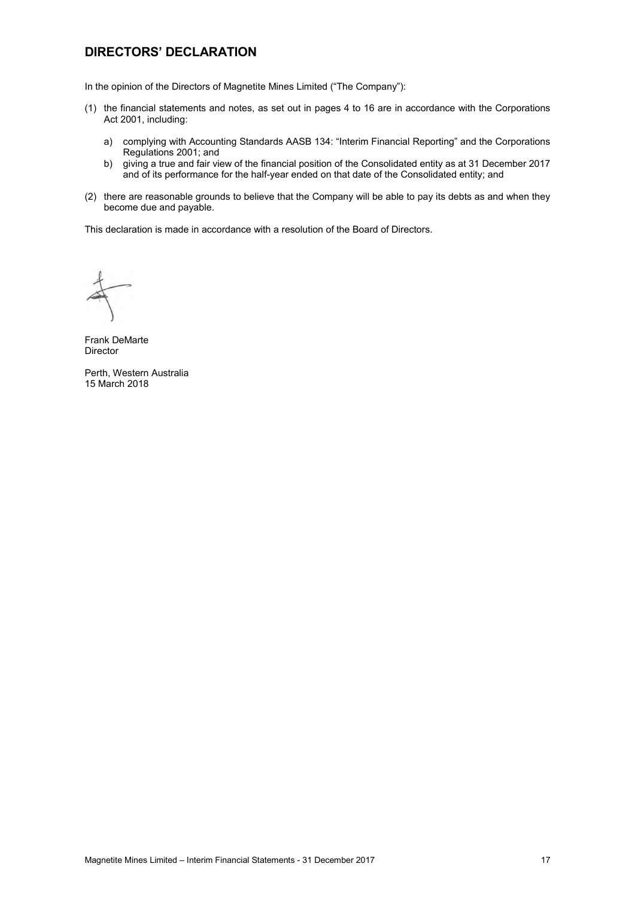## DIRECTORS' DECLARATION

In the opinion of the Directors of Magnetite Mines Limited ("The Company"):

(1) the financial statements and notes, as set out in pages 4 to 16 are in accordance with the Corporations Act 2001, including:

   a) complying with Accounting Standards AASB 134: "Interim Financial Reporting" and the Corporations Regulations 2001; and
   b) giving a true and fair view of the financial position of the Consolidated entity as at 31 December 2017 and of its performance for the half-year ended on that date of the Consolidated entity; and

(2) there are reasonable grounds to believe that the Company will be able to pay its debts as and when they become due and payable.

This declaration is made in accordance with a resolution of the Board of Directors.

Frank DeMarte
Director

Perth, Western Australia
15 March 2018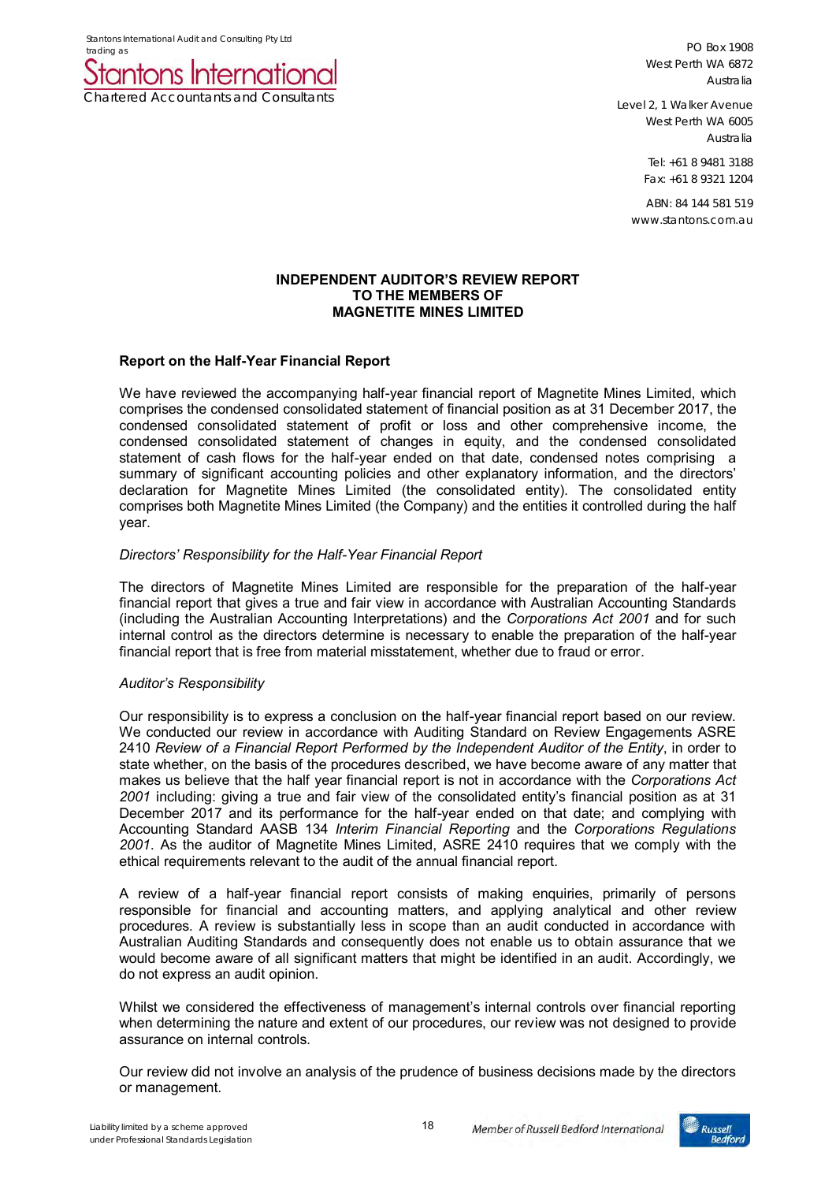Stantons International Audit and Consulting Pty Ltd trading as

**Stantons International**
Chartered Accountants and Consultants

PO Box 1908
West Perth WA 6872
Australia

Level 2, 1 Walker Avenue
West Perth WA 6005
Australia

Tel: +61 8 9481 3188
Fax: +61 8 9321 1204

ABN: 84 144 581 519
www.stantons.com.au

**INDEPENDENT AUDITOR'S REVIEW REPORT
TO THE MEMBERS OF
MAGNETITE MINES LIMITED**

**Report on the Half-Year Financial Report**

We have reviewed the accompanying half-year financial report of Magnetite Mines Limited, which comprises the condensed consolidated statement of financial position as at 31 December 2017, the condensed consolidated statement of profit or loss and other comprehensive income, the condensed consolidated statement of changes in equity, and the condensed consolidated statement of cash flows for the half-year ended on that date, condensed notes comprising a summary of significant accounting policies and other explanatory information, and the directors' declaration for Magnetite Mines Limited (the consolidated entity). The consolidated entity comprises both Magnetite Mines Limited (the Company) and the entities it controlled during the half year.

*Directors' Responsibility for the Half-Year Financial Report*

The directors of Magnetite Mines Limited are responsible for the preparation of the half-year financial report that gives a true and fair view in accordance with Australian Accounting Standards (including the Australian Accounting Interpretations) and the *Corporations Act 2001* and for such internal control as the directors determine is necessary to enable the preparation of the half-year financial report that is free from material misstatement, whether due to fraud or error.

*Auditor's Responsibility*

Our responsibility is to express a conclusion on the half-year financial report based on our review. We conducted our review in accordance with Auditing Standard on Review Engagements ASRE 2410 *Review of a Financial Report Performed by the Independent Auditor of the Entity*, in order to state whether, on the basis of the procedures described, we have become aware of any matter that makes us believe that the half year financial report is not in accordance with the *Corporations Act 2001* including: giving a true and fair view of the consolidated entity's financial position as at 31 December 2017 and its performance for the half-year ended on that date; and complying with Accounting Standard AASB 134 *Interim Financial Reporting* and the *Corporations Regulations 2001*. As the auditor of Magnetite Mines Limited, ASRE 2410 requires that we comply with the ethical requirements relevant to the audit of the annual financial report.

A review of a half-year financial report consists of making enquiries, primarily of persons responsible for financial and accounting matters, and applying analytical and other review procedures. A review is substantially less in scope than an audit conducted in accordance with Australian Auditing Standards and consequently does not enable us to obtain assurance that we would become aware of all significant matters that might be identified in an audit. Accordingly, we do not express an audit opinion.

Whilst we considered the effectiveness of management's internal controls over financial reporting when determining the nature and extent of our procedures, our review was not designed to provide assurance on internal controls.

Our review did not involve an analysis of the prudence of business decisions made by the directors or management.

Liability limited by a scheme approved under Professional Standards Legislation

Member of Russell Bedford International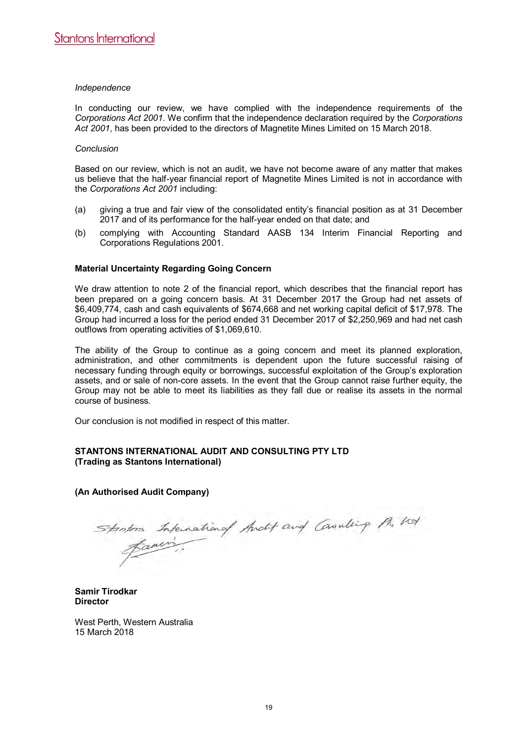Stantons International

*Independence*

In conducting our review, we have complied with the independence requirements of the *Corporations Act 2001*. We confirm that the independence declaration required by the *Corporations Act 2001*, has been provided to the directors of Magnetite Mines Limited on 15 March 2018.

*Conclusion*

Based on our review, which is not an audit, we have not become aware of any matter that makes us believe that the half-year financial report of Magnetite Mines Limited is not in accordance with the *Corporations Act 2001* including:

(a) giving a true and fair view of the consolidated entity's financial position as at 31 December 2017 and of its performance for the half-year ended on that date; and

(b) complying with Accounting Standard AASB 134 Interim Financial Reporting and Corporations Regulations 2001.

**Material Uncertainty Regarding Going Concern**

We draw attention to note 2 of the financial report, which describes that the financial report has been prepared on a going concern basis. At 31 December 2017 the Group had net assets of $6,409,774, cash and cash equivalents of $674,668 and net working capital deficit of $17,978. The Group had incurred a loss for the period ended 31 December 2017 of $2,250,969 and had net cash outflows from operating activities of $1,069,610.

The ability of the Group to continue as a going concern and meet its planned exploration, administration, and other commitments is dependent upon the future successful raising of necessary funding through equity or borrowings, successful exploitation of the Group's exploration assets, and or sale of non-core assets. In the event that the Group cannot raise further equity, the Group may not be able to meet its liabilities as they fall due or realise its assets in the normal course of business.

Our conclusion is not modified in respect of this matter.

**STANTONS INTERNATIONAL AUDIT AND CONSULTING PTY LTD**
**(Trading as Stantons International)**

**(An Authorised Audit Company)**

Stantons International Audit and Consulting Pty Ltd

**Samir Tirodkar**
**Director**

West Perth, Western Australia
15 March 2018